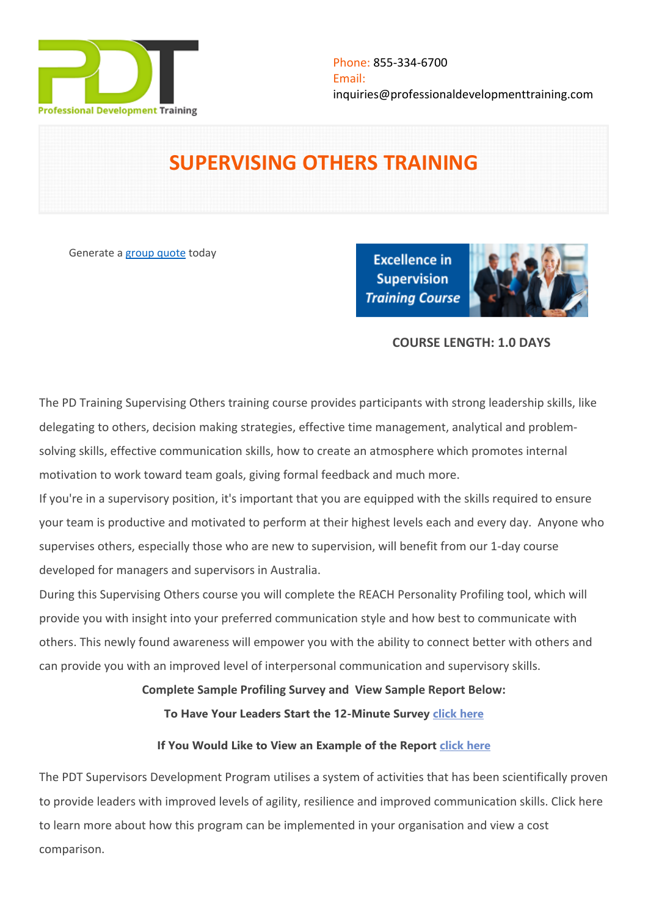Phone: 855-334-6700
Email:
inquiries@professionaldevelopmenttraining.com

# SUPERVISING OTHERS TRAINING

Generate a group quote today

**COURSE LENGTH: 1.0 DAYS**

The PD Training Supervising Others training course provides participants with strong leadership skills, like delegating to others, decision making strategies, effective time management, analytical and problem-solving skills, effective communication skills, how to create an atmosphere which promotes internal motivation to work toward team goals, giving formal feedback and much more.

If you're in a supervisory position, it's important that you are equipped with the skills required to ensure your team is productive and motivated to perform at their highest levels each and every day. Anyone who supervises others, especially those who are new to supervision, will benefit from our 1-day course developed for managers and supervisors in Australia.

During this Supervising Others course you will complete the REACH Personality Profiling tool, which will provide you with insight into your preferred communication style and how best to communicate with others. This newly found awareness will empower you with the ability to connect better with others and can provide you with an improved level of interpersonal communication and supervisory skills.

**Complete Sample Profiling Survey and View Sample Report Below:**

**To Have Your Leaders Start the 12-Minute Survey** click here

**If You Would Like to View an Example of the Report** click here

The PDT Supervisors Development Program utilises a system of activities that has been scientifically proven to provide leaders with improved levels of agility, resilience and improved communication skills. Click here to learn more about how this program can be implemented in your organisation and view a cost comparison.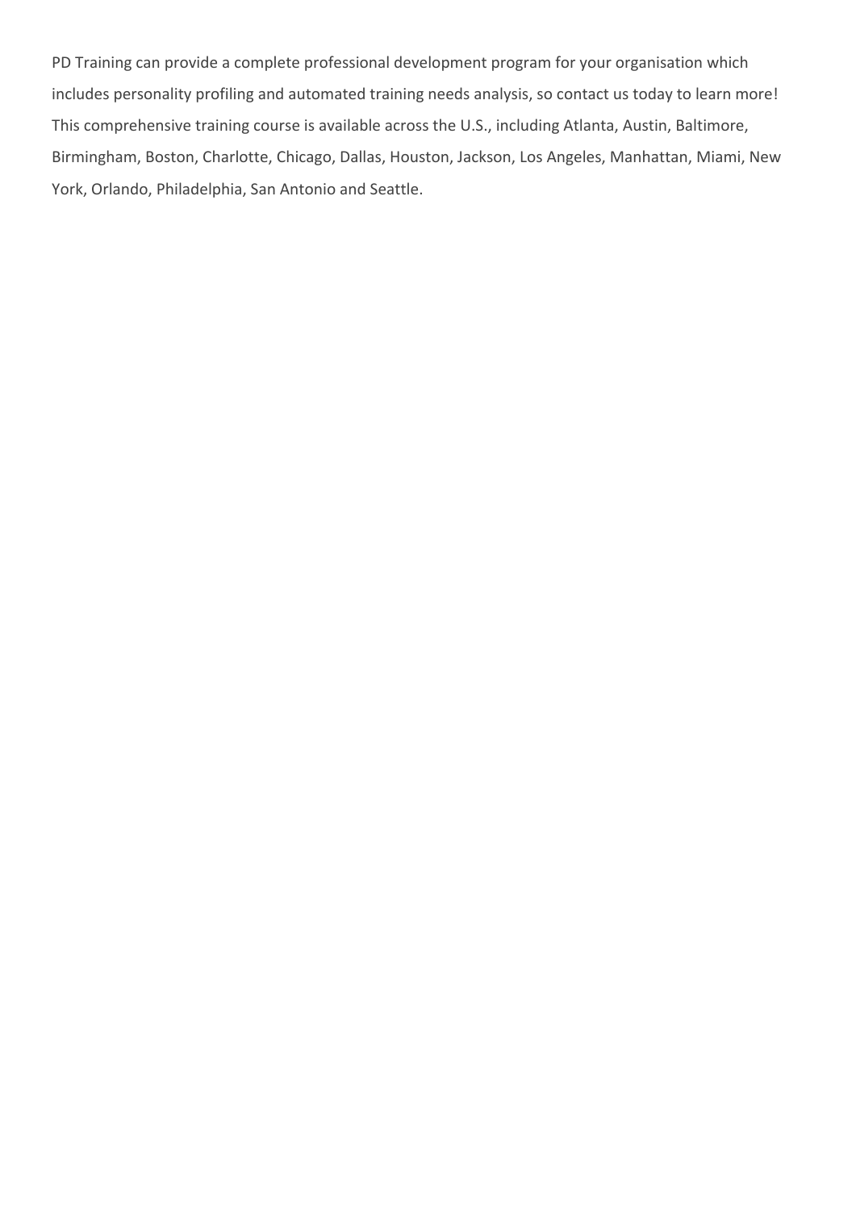PD Training can provide a complete professional development program for your organisation which includes personality profiling and automated training needs analysis, so contact us today to learn more! This comprehensive training course is available across the U.S., including Atlanta, Austin, Baltimore, Birmingham, Boston, Charlotte, Chicago, Dallas, Houston, Jackson, Los Angeles, Manhattan, Miami, New York, Orlando, Philadelphia, San Antonio and Seattle.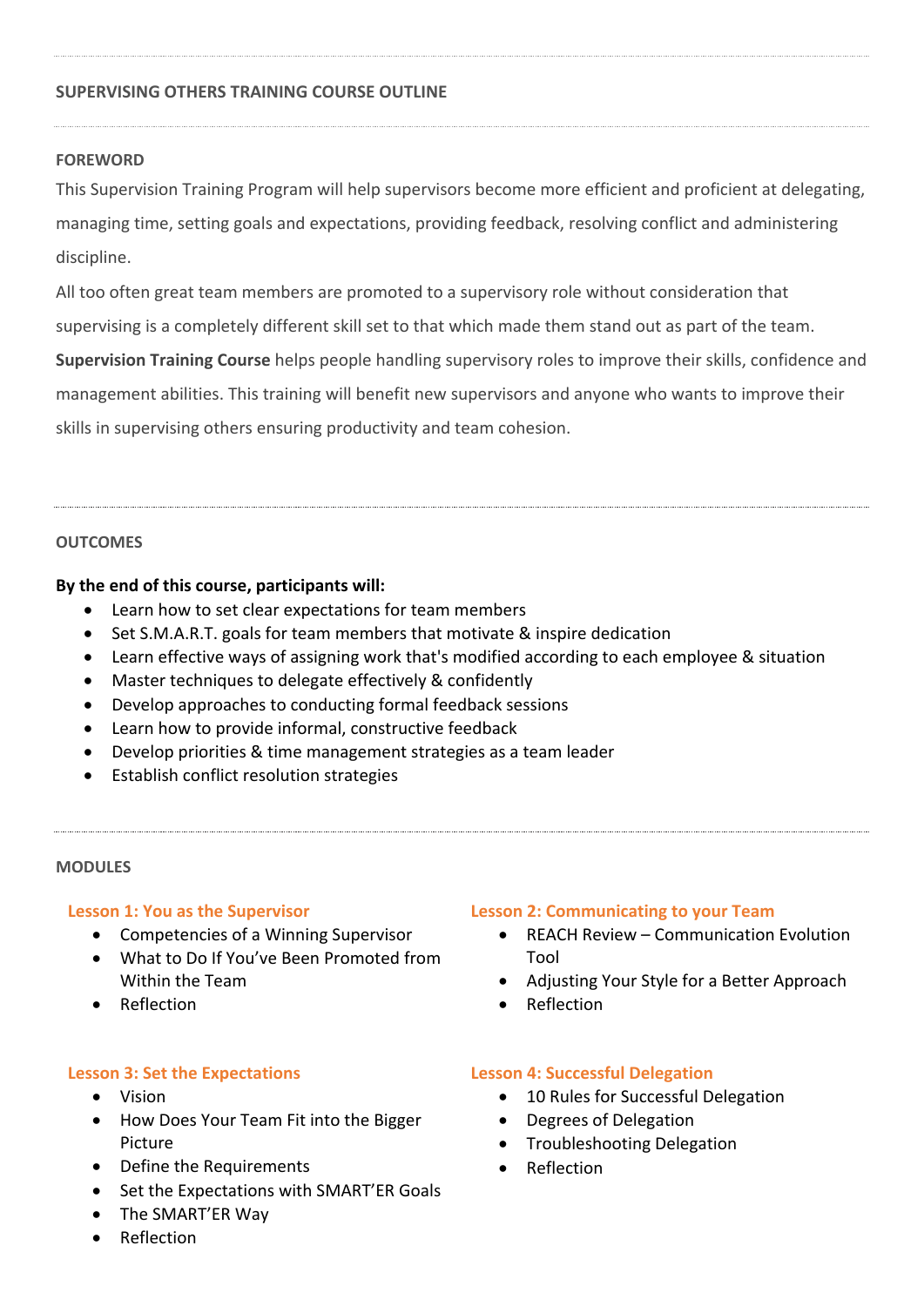## SUPERVISING OTHERS TRAINING COURSE OUTLINE

### FOREWORD

This Supervision Training Program will help supervisors become more efficient and proficient at delegating, managing time, setting goals and expectations, providing feedback, resolving conflict and administering discipline.

All too often great team members are promoted to a supervisory role without consideration that supervising is a completely different skill set to that which made them stand out as part of the team.

**Supervision Training Course** helps people handling supervisory roles to improve their skills, confidence and management abilities. This training will benefit new supervisors and anyone who wants to improve their skills in supervising others ensuring productivity and team cohesion.

### OUTCOMES

**By the end of this course, participants will:**

- Learn how to set clear expectations for team members
- Set S.M.A.R.T. goals for team members that motivate & inspire dedication
- Learn effective ways of assigning work that's modified according to each employee & situation
- Master techniques to delegate effectively & confidently
- Develop approaches to conducting formal feedback sessions
- Learn how to provide informal, constructive feedback
- Develop priorities & time management strategies as a team leader
- Establish conflict resolution strategies

### MODULES

#### Lesson 1: You as the Supervisor

- Competencies of a Winning Supervisor
- What to Do If You've Been Promoted from Within the Team
- Reflection

#### Lesson 2: Communicating to your Team

- REACH Review – Communication Evolution Tool
- Adjusting Your Style for a Better Approach
- Reflection

#### Lesson 3: Set the Expectations

- Vision
- How Does Your Team Fit into the Bigger Picture
- Define the Requirements
- Set the Expectations with SMART'ER Goals
- The SMART'ER Way
- Reflection

#### Lesson 4: Successful Delegation

- 10 Rules for Successful Delegation
- Degrees of Delegation
- Troubleshooting Delegation
- Reflection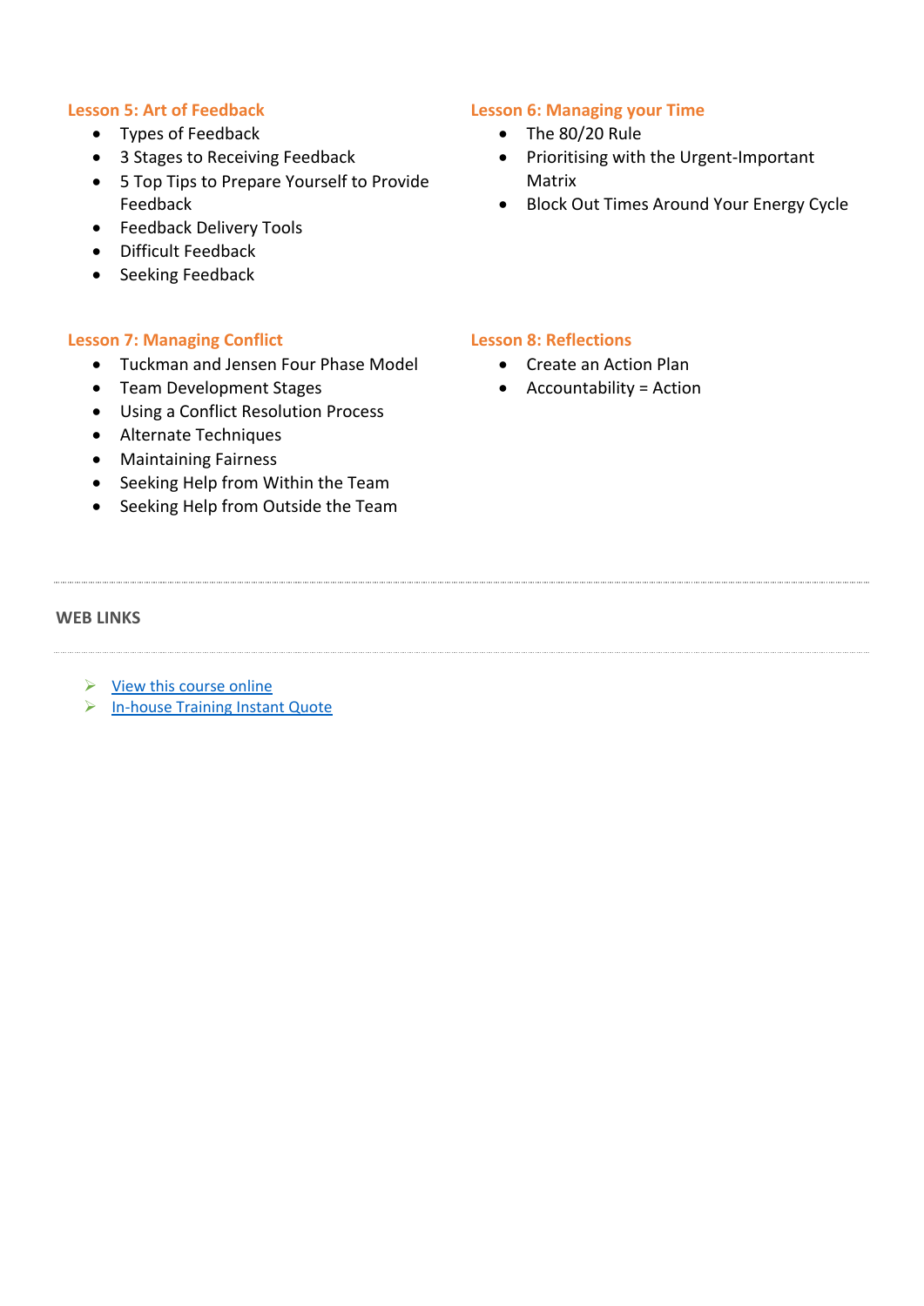### Lesson 5: Art of Feedback

- Types of Feedback
- 3 Stages to Receiving Feedback
- 5 Top Tips to Prepare Yourself to Provide Feedback
- Feedback Delivery Tools
- Difficult Feedback
- Seeking Feedback

### Lesson 6: Managing your Time

- The 80/20 Rule
- Prioritising with the Urgent-Important Matrix
- Block Out Times Around Your Energy Cycle

### Lesson 7: Managing Conflict

- Tuckman and Jensen Four Phase Model
- Team Development Stages
- Using a Conflict Resolution Process
- Alternate Techniques
- Maintaining Fairness
- Seeking Help from Within the Team
- Seeking Help from Outside the Team

### Lesson 8: Reflections

- Create an Action Plan
- Accountability = Action

## WEB LINKS

- View this course online
- In-house Training Instant Quote